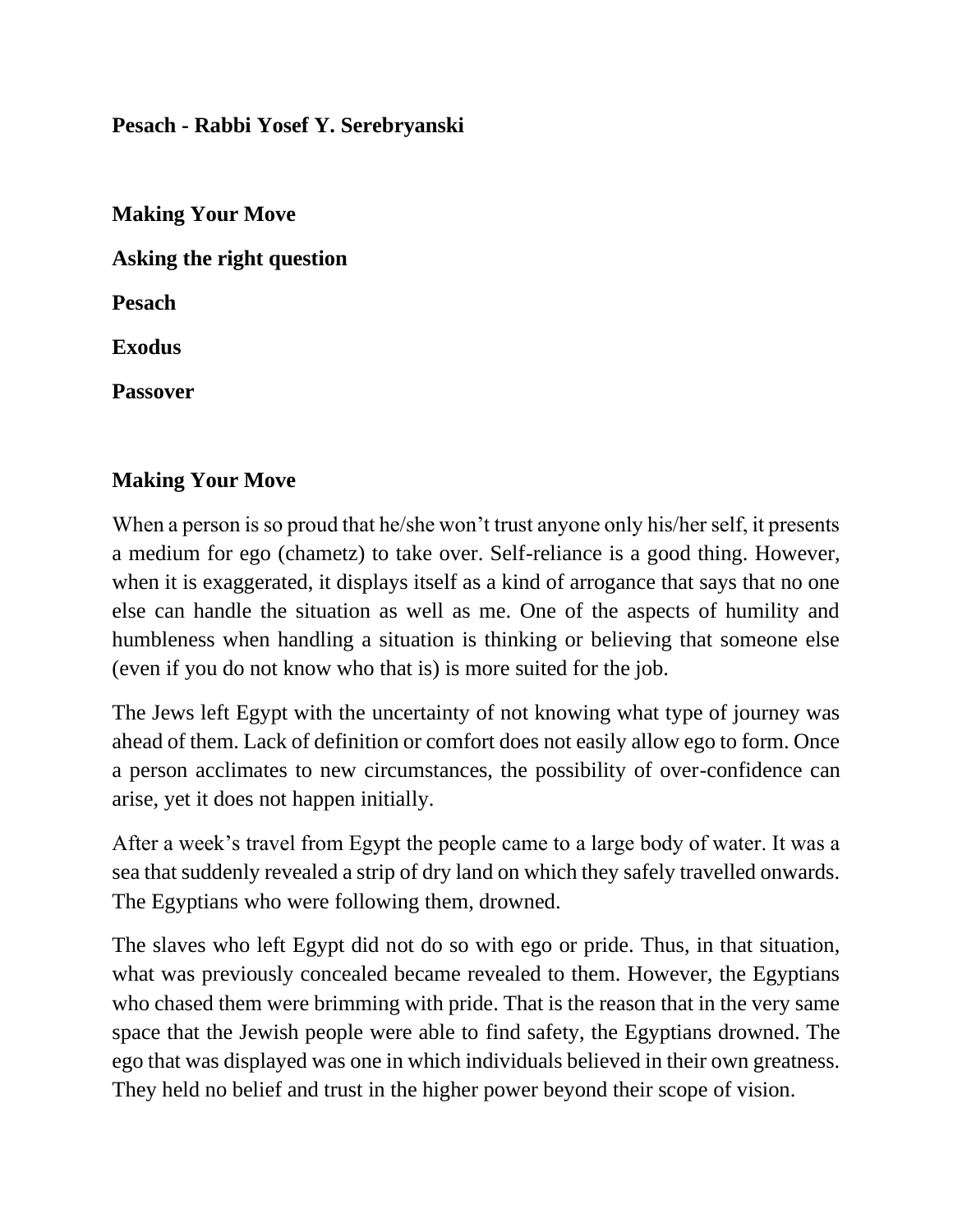**Pesach - Rabbi Yosef Y. Serebryanski**

**Making Your Move**

**Asking the right question**

**Pesach**

**Exodus**

**Passover**

## Making Your Move

When a person is so proud that he/she won't trust anyone only his/her self, it presents a medium for ego (chametz) to take over. Self-reliance is a good thing. However, when it is exaggerated, it displays itself as a kind of arrogance that says that no one else can handle the situation as well as me. One of the aspects of humility and humbleness when handling a situation is thinking or believing that someone else (even if you do not know who that is) is more suited for the job.

The Jews left Egypt with the uncertainty of not knowing what type of journey was ahead of them. Lack of definition or comfort does not easily allow ego to form. Once a person acclimates to new circumstances, the possibility of over-confidence can arise, yet it does not happen initially.

After a week's travel from Egypt the people came to a large body of water. It was a sea that suddenly revealed a strip of dry land on which they safely travelled onwards. The Egyptians who were following them, drowned.

The slaves who left Egypt did not do so with ego or pride. Thus, in that situation, what was previously concealed became revealed to them. However, the Egyptians who chased them were brimming with pride. That is the reason that in the very same space that the Jewish people were able to find safety, the Egyptians drowned. The ego that was displayed was one in which individuals believed in their own greatness. They held no belief and trust in the higher power beyond their scope of vision.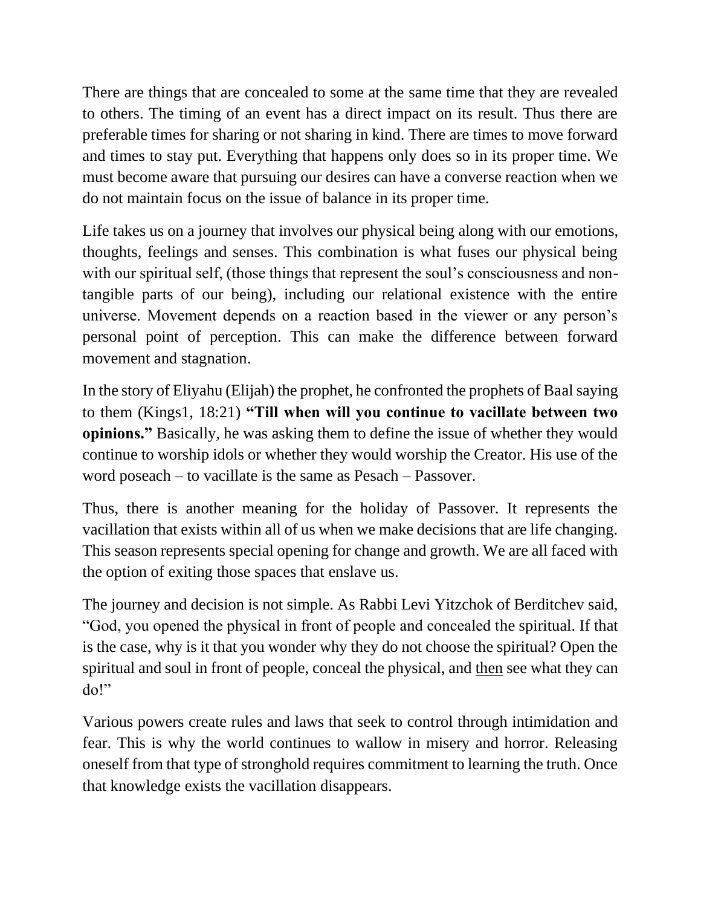There are things that are concealed to some at the same time that they are revealed to others. The timing of an event has a direct impact on its result. Thus there are preferable times for sharing or not sharing in kind. There are times to move forward and times to stay put. Everything that happens only does so in its proper time. We must become aware that pursuing our desires can have a converse reaction when we do not maintain focus on the issue of balance in its proper time.

Life takes us on a journey that involves our physical being along with our emotions, thoughts, feelings and senses. This combination is what fuses our physical being with our spiritual self, (those things that represent the soul's consciousness and non-tangible parts of our being), including our relational existence with the entire universe. Movement depends on a reaction based in the viewer or any person's personal point of perception. This can make the difference between forward movement and stagnation.

In the story of Eliyahu (Elijah) the prophet, he confronted the prophets of Baal saying to them (Kings1, 18:21) **"Till when will you continue to vacillate between two opinions."** Basically, he was asking them to define the issue of whether they would continue to worship idols or whether they would worship the Creator. His use of the word poseach – to vacillate is the same as Pesach – Passover.

Thus, there is another meaning for the holiday of Passover. It represents the vacillation that exists within all of us when we make decisions that are life changing. This season represents special opening for change and growth. We are all faced with the option of exiting those spaces that enslave us.

The journey and decision is not simple. As Rabbi Levi Yitzchok of Berditchev said, "God, you opened the physical in front of people and concealed the spiritual. If that is the case, why is it that you wonder why they do not choose the spiritual? Open the spiritual and soul in front of people, conceal the physical, and <u>then</u> see what they can do!"

Various powers create rules and laws that seek to control through intimidation and fear. This is why the world continues to wallow in misery and horror. Releasing oneself from that type of stronghold requires commitment to learning the truth. Once that knowledge exists the vacillation disappears.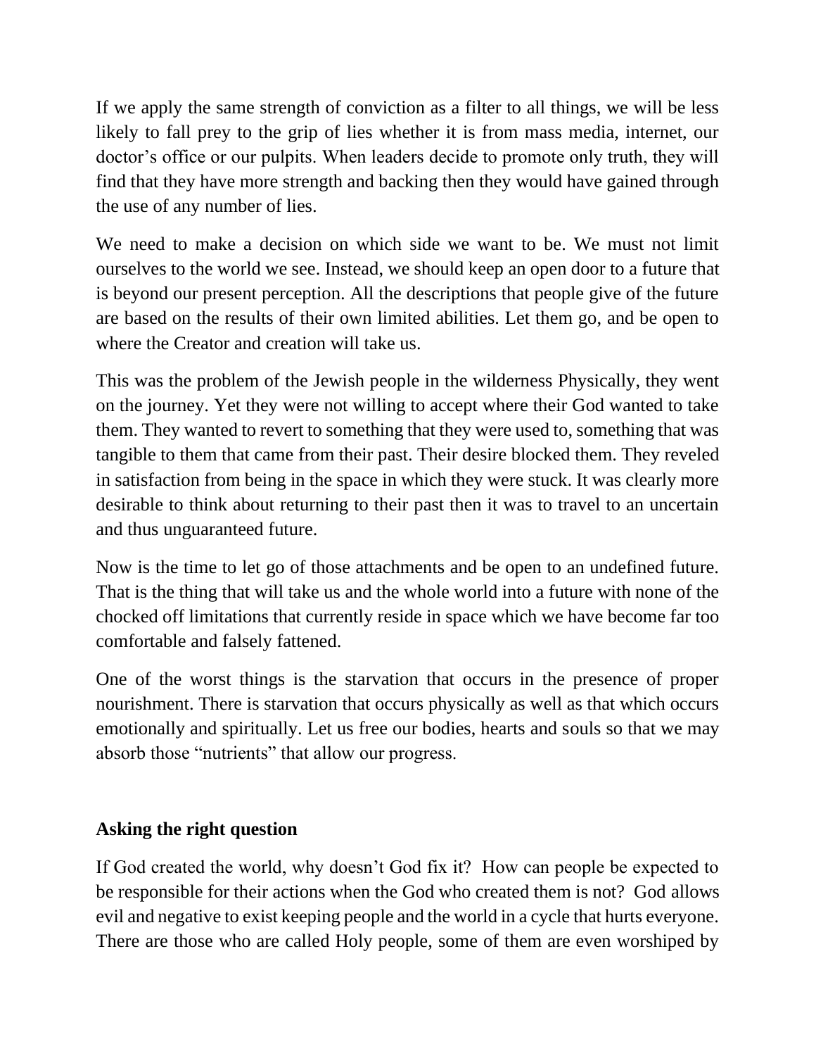If we apply the same strength of conviction as a filter to all things, we will be less likely to fall prey to the grip of lies whether it is from mass media, internet, our doctor's office or our pulpits. When leaders decide to promote only truth, they will find that they have more strength and backing then they would have gained through the use of any number of lies.

We need to make a decision on which side we want to be. We must not limit ourselves to the world we see. Instead, we should keep an open door to a future that is beyond our present perception. All the descriptions that people give of the future are based on the results of their own limited abilities. Let them go, and be open to where the Creator and creation will take us.

This was the problem of the Jewish people in the wilderness Physically, they went on the journey. Yet they were not willing to accept where their God wanted to take them. They wanted to revert to something that they were used to, something that was tangible to them that came from their past. Their desire blocked them. They reveled in satisfaction from being in the space in which they were stuck. It was clearly more desirable to think about returning to their past then it was to travel to an uncertain and thus unguaranteed future.

Now is the time to let go of those attachments and be open to an undefined future. That is the thing that will take us and the whole world into a future with none of the chocked off limitations that currently reside in space which we have become far too comfortable and falsely fattened.

One of the worst things is the starvation that occurs in the presence of proper nourishment. There is starvation that occurs physically as well as that which occurs emotionally and spiritually. Let us free our bodies, hearts and souls so that we may absorb those "nutrients" that allow our progress.

**Asking the right question**

If God created the world, why doesn't God fix it? How can people be expected to be responsible for their actions when the God who created them is not? God allows evil and negative to exist keeping people and the world in a cycle that hurts everyone. There are those who are called Holy people, some of them are even worshiped by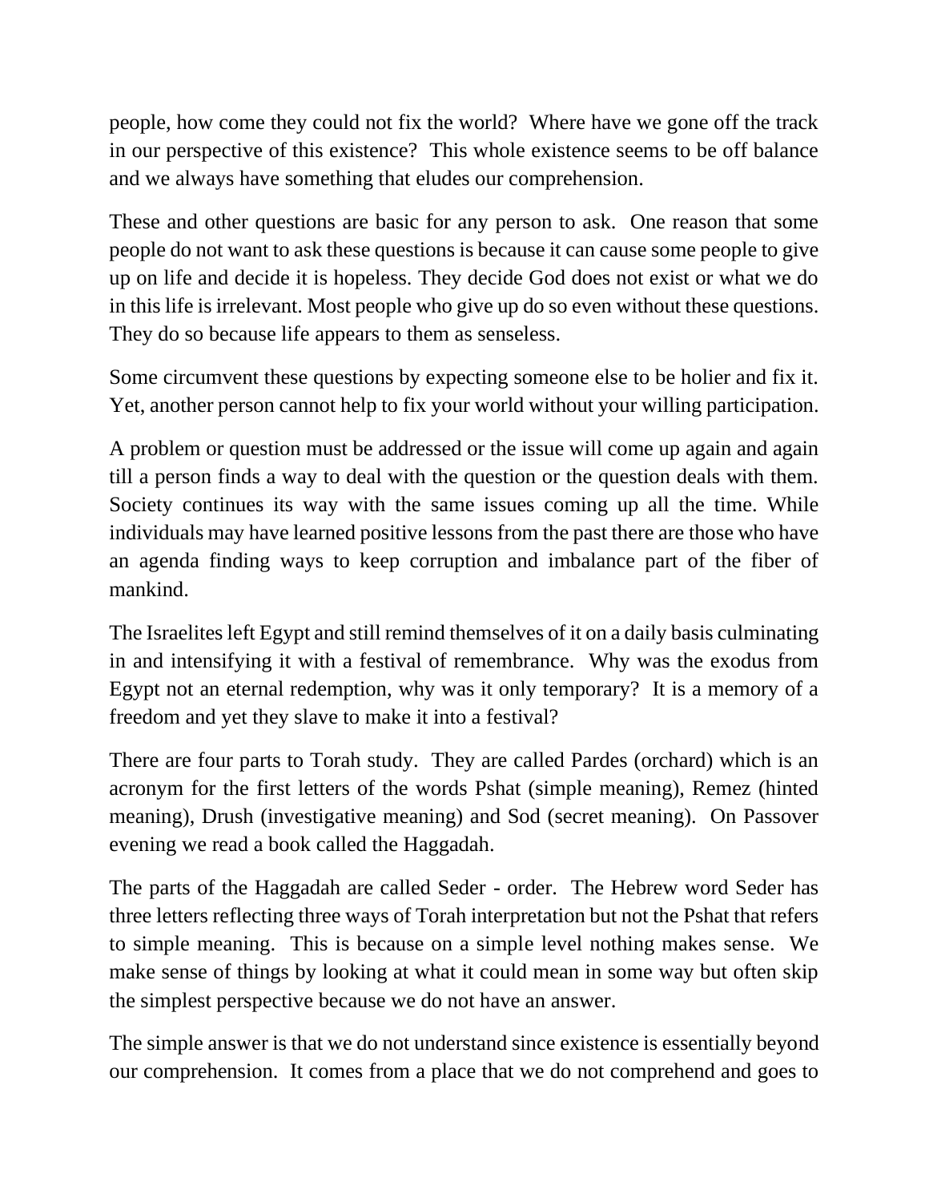people, how come they could not fix the world? Where have we gone off the track in our perspective of this existence? This whole existence seems to be off balance and we always have something that eludes our comprehension.

These and other questions are basic for any person to ask. One reason that some people do not want to ask these questions is because it can cause some people to give up on life and decide it is hopeless. They decide God does not exist or what we do in this life is irrelevant. Most people who give up do so even without these questions. They do so because life appears to them as senseless.

Some circumvent these questions by expecting someone else to be holier and fix it. Yet, another person cannot help to fix your world without your willing participation.

A problem or question must be addressed or the issue will come up again and again till a person finds a way to deal with the question or the question deals with them. Society continues its way with the same issues coming up all the time. While individuals may have learned positive lessons from the past there are those who have an agenda finding ways to keep corruption and imbalance part of the fiber of mankind.

The Israelites left Egypt and still remind themselves of it on a daily basis culminating in and intensifying it with a festival of remembrance. Why was the exodus from Egypt not an eternal redemption, why was it only temporary? It is a memory of a freedom and yet they slave to make it into a festival?

There are four parts to Torah study. They are called Pardes (orchard) which is an acronym for the first letters of the words Pshat (simple meaning), Remez (hinted meaning), Drush (investigative meaning) and Sod (secret meaning). On Passover evening we read a book called the Haggadah.

The parts of the Haggadah are called Seder - order. The Hebrew word Seder has three letters reflecting three ways of Torah interpretation but not the Pshat that refers to simple meaning. This is because on a simple level nothing makes sense. We make sense of things by looking at what it could mean in some way but often skip the simplest perspective because we do not have an answer.

The simple answer is that we do not understand since existence is essentially beyond our comprehension. It comes from a place that we do not comprehend and goes to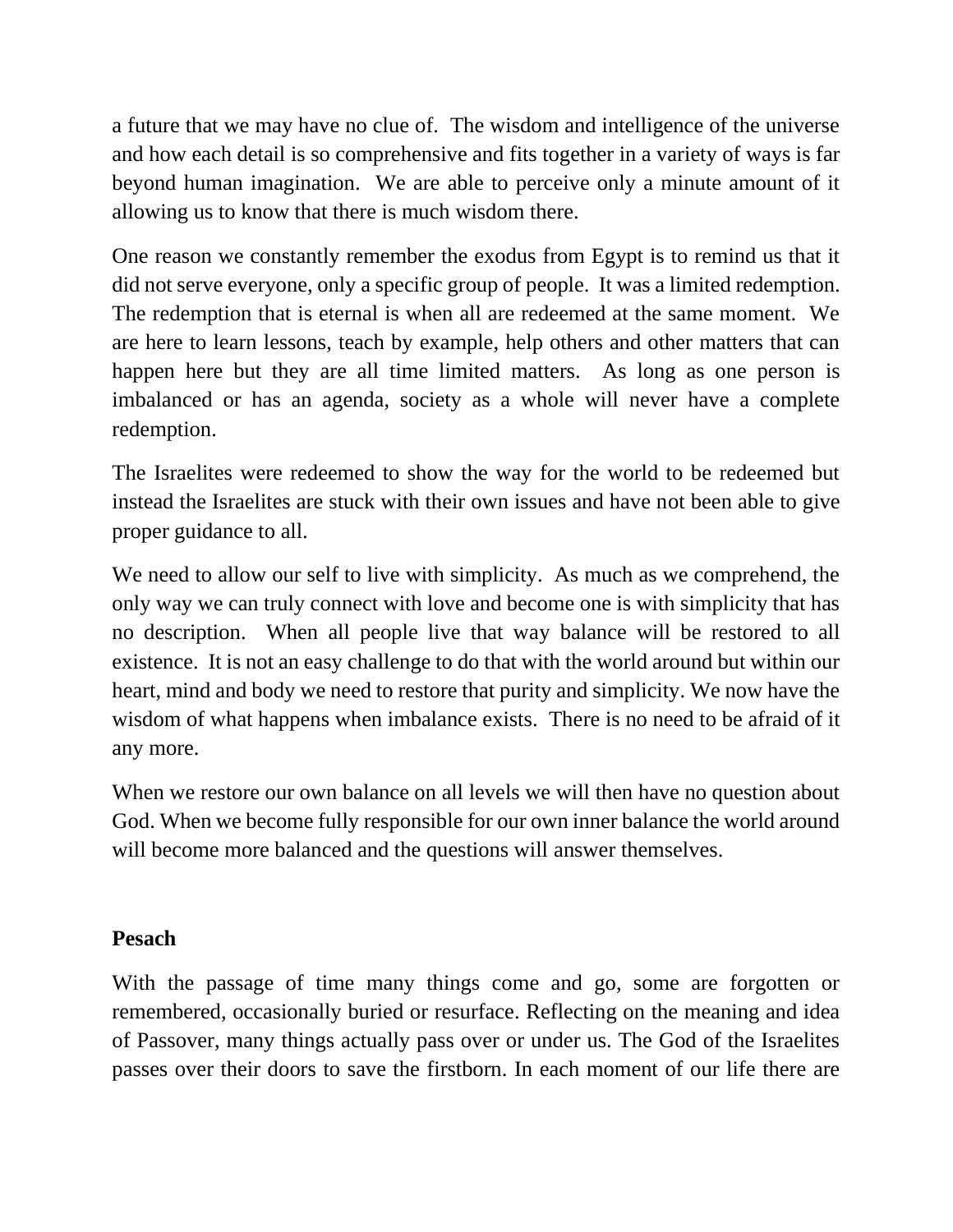a future that we may have no clue of. The wisdom and intelligence of the universe and how each detail is so comprehensive and fits together in a variety of ways is far beyond human imagination. We are able to perceive only a minute amount of it allowing us to know that there is much wisdom there.

One reason we constantly remember the exodus from Egypt is to remind us that it did not serve everyone, only a specific group of people. It was a limited redemption. The redemption that is eternal is when all are redeemed at the same moment. We are here to learn lessons, teach by example, help others and other matters that can happen here but they are all time limited matters. As long as one person is imbalanced or has an agenda, society as a whole will never have a complete redemption.

The Israelites were redeemed to show the way for the world to be redeemed but instead the Israelites are stuck with their own issues and have not been able to give proper guidance to all.

We need to allow our self to live with simplicity. As much as we comprehend, the only way we can truly connect with love and become one is with simplicity that has no description. When all people live that way balance will be restored to all existence. It is not an easy challenge to do that with the world around but within our heart, mind and body we need to restore that purity and simplicity. We now have the wisdom of what happens when imbalance exists. There is no need to be afraid of it any more.

When we restore our own balance on all levels we will then have no question about God. When we become fully responsible for our own inner balance the world around will become more balanced and the questions will answer themselves.

**Pesach**

With the passage of time many things come and go, some are forgotten or remembered, occasionally buried or resurface. Reflecting on the meaning and idea of Passover, many things actually pass over or under us. The God of the Israelites passes over their doors to save the firstborn. In each moment of our life there are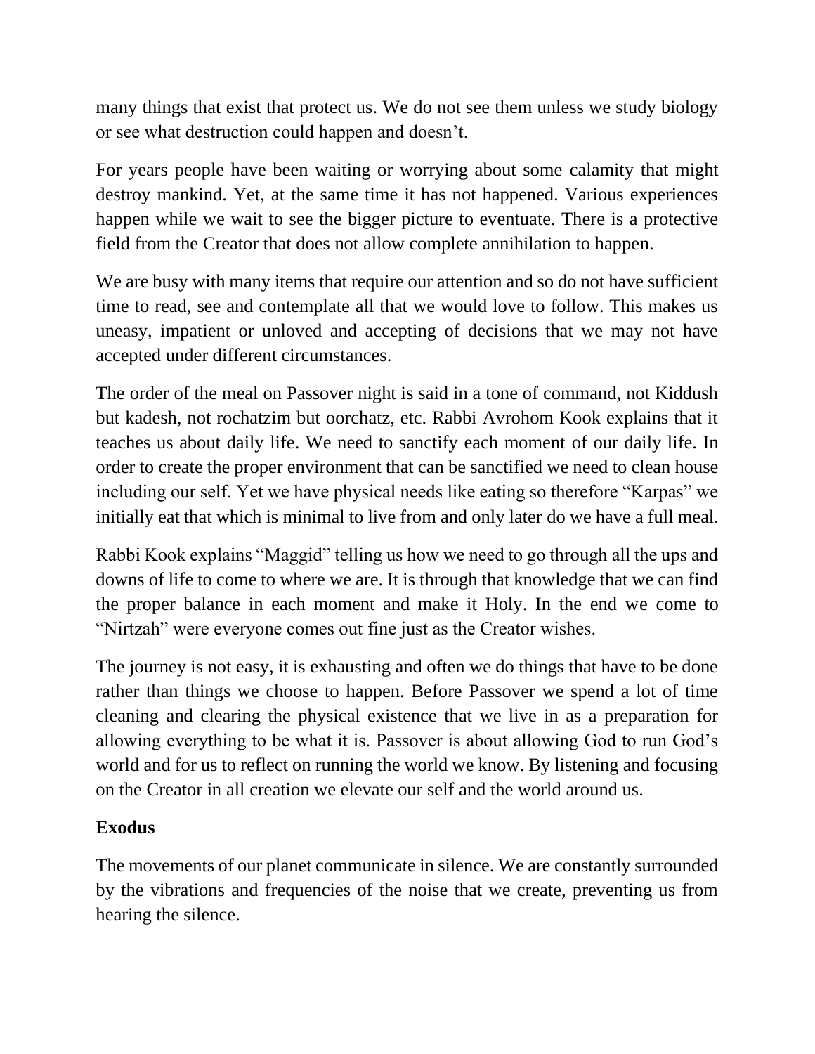many things that exist that protect us. We do not see them unless we study biology or see what destruction could happen and doesn't.

For years people have been waiting or worrying about some calamity that might destroy mankind. Yet, at the same time it has not happened. Various experiences happen while we wait to see the bigger picture to eventuate. There is a protective field from the Creator that does not allow complete annihilation to happen.

We are busy with many items that require our attention and so do not have sufficient time to read, see and contemplate all that we would love to follow. This makes us uneasy, impatient or unloved and accepting of decisions that we may not have accepted under different circumstances.

The order of the meal on Passover night is said in a tone of command, not Kiddush but kadesh, not rochatzim but oorchatz, etc. Rabbi Avrohom Kook explains that it teaches us about daily life. We need to sanctify each moment of our daily life. In order to create the proper environment that can be sanctified we need to clean house including our self. Yet we have physical needs like eating so therefore "Karpas" we initially eat that which is minimal to live from and only later do we have a full meal.

Rabbi Kook explains "Maggid" telling us how we need to go through all the ups and downs of life to come to where we are. It is through that knowledge that we can find the proper balance in each moment and make it Holy. In the end we come to "Nirtzah" were everyone comes out fine just as the Creator wishes.

The journey is not easy, it is exhausting and often we do things that have to be done rather than things we choose to happen. Before Passover we spend a lot of time cleaning and clearing the physical existence that we live in as a preparation for allowing everything to be what it is. Passover is about allowing God to run God's world and for us to reflect on running the world we know. By listening and focusing on the Creator in all creation we elevate our self and the world around us.

**Exodus**

The movements of our planet communicate in silence. We are constantly surrounded by the vibrations and frequencies of the noise that we create, preventing us from hearing the silence.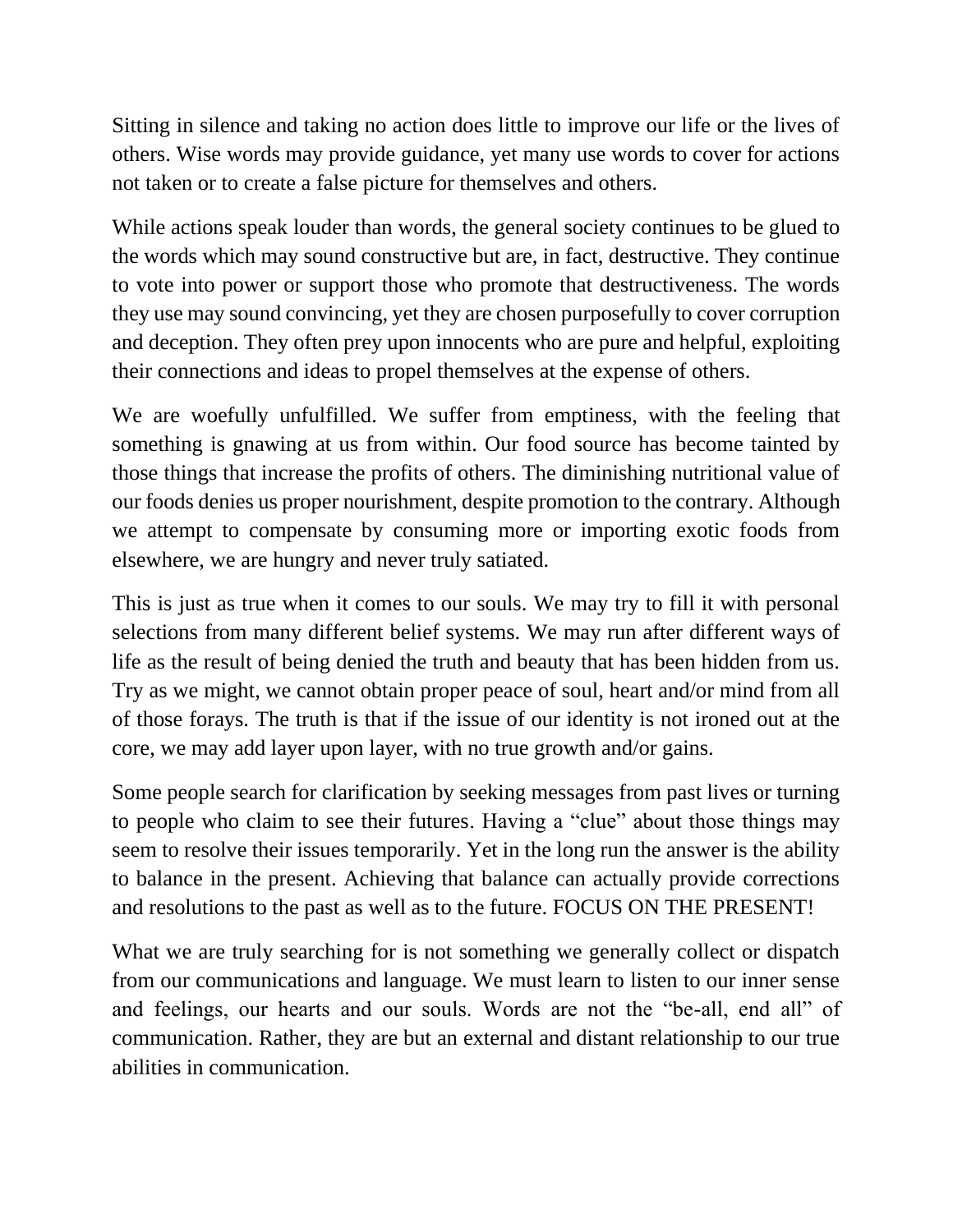Sitting in silence and taking no action does little to improve our life or the lives of others. Wise words may provide guidance, yet many use words to cover for actions not taken or to create a false picture for themselves and others.

While actions speak louder than words, the general society continues to be glued to the words which may sound constructive but are, in fact, destructive. They continue to vote into power or support those who promote that destructiveness. The words they use may sound convincing, yet they are chosen purposefully to cover corruption and deception. They often prey upon innocents who are pure and helpful, exploiting their connections and ideas to propel themselves at the expense of others.

We are woefully unfulfilled. We suffer from emptiness, with the feeling that something is gnawing at us from within. Our food source has become tainted by those things that increase the profits of others. The diminishing nutritional value of our foods denies us proper nourishment, despite promotion to the contrary. Although we attempt to compensate by consuming more or importing exotic foods from elsewhere, we are hungry and never truly satiated.

This is just as true when it comes to our souls. We may try to fill it with personal selections from many different belief systems. We may run after different ways of life as the result of being denied the truth and beauty that has been hidden from us. Try as we might, we cannot obtain proper peace of soul, heart and/or mind from all of those forays. The truth is that if the issue of our identity is not ironed out at the core, we may add layer upon layer, with no true growth and/or gains.

Some people search for clarification by seeking messages from past lives or turning to people who claim to see their futures. Having a "clue" about those things may seem to resolve their issues temporarily. Yet in the long run the answer is the ability to balance in the present. Achieving that balance can actually provide corrections and resolutions to the past as well as to the future. FOCUS ON THE PRESENT!

What we are truly searching for is not something we generally collect or dispatch from our communications and language. We must learn to listen to our inner sense and feelings, our hearts and our souls. Words are not the "be-all, end all" of communication. Rather, they are but an external and distant relationship to our true abilities in communication.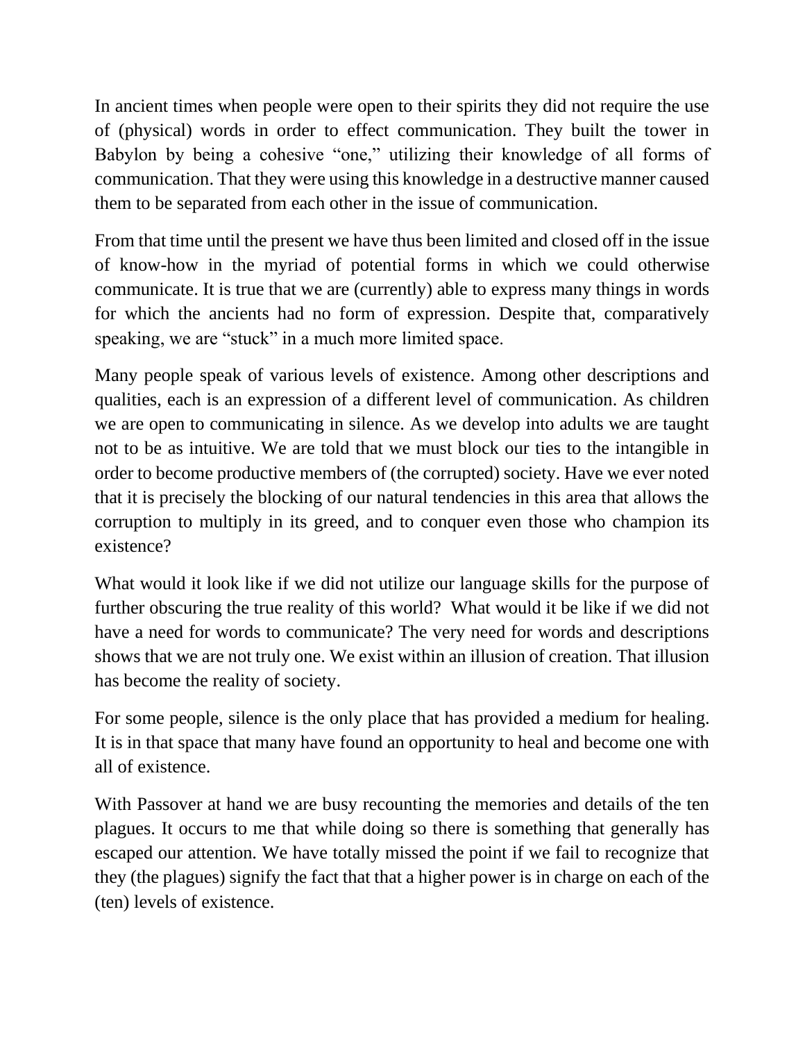In ancient times when people were open to their spirits they did not require the use of (physical) words in order to effect communication. They built the tower in Babylon by being a cohesive "one," utilizing their knowledge of all forms of communication. That they were using this knowledge in a destructive manner caused them to be separated from each other in the issue of communication.

From that time until the present we have thus been limited and closed off in the issue of know-how in the myriad of potential forms in which we could otherwise communicate. It is true that we are (currently) able to express many things in words for which the ancients had no form of expression. Despite that, comparatively speaking, we are "stuck" in a much more limited space.

Many people speak of various levels of existence. Among other descriptions and qualities, each is an expression of a different level of communication. As children we are open to communicating in silence. As we develop into adults we are taught not to be as intuitive. We are told that we must block our ties to the intangible in order to become productive members of (the corrupted) society. Have we ever noted that it is precisely the blocking of our natural tendencies in this area that allows the corruption to multiply in its greed, and to conquer even those who champion its existence?

What would it look like if we did not utilize our language skills for the purpose of further obscuring the true reality of this world? What would it be like if we did not have a need for words to communicate? The very need for words and descriptions shows that we are not truly one. We exist within an illusion of creation. That illusion has become the reality of society.

For some people, silence is the only place that has provided a medium for healing. It is in that space that many have found an opportunity to heal and become one with all of existence.

With Passover at hand we are busy recounting the memories and details of the ten plagues. It occurs to me that while doing so there is something that generally has escaped our attention. We have totally missed the point if we fail to recognize that they (the plagues) signify the fact that that a higher power is in charge on each of the (ten) levels of existence.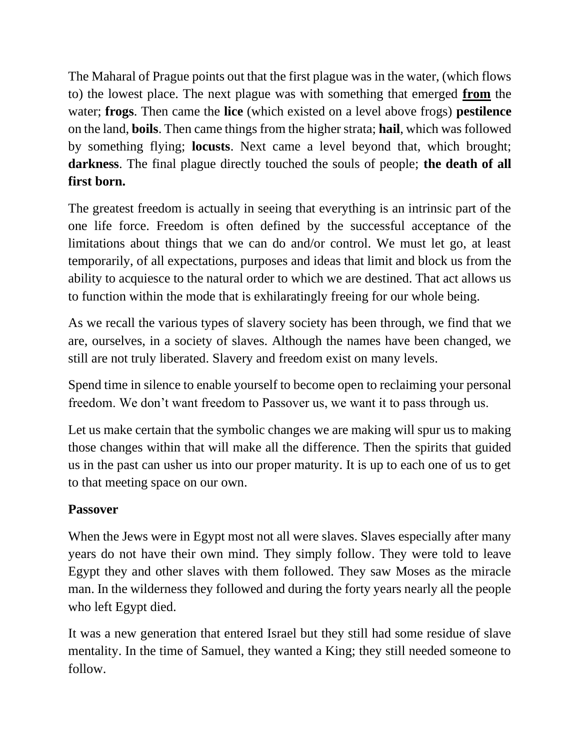The Maharal of Prague points out that the first plague was in the water, (which flows to) the lowest place. The next plague was with something that emerged **<u>from</u>** the water; **frogs**. Then came the **lice** (which existed on a level above frogs) **pestilence** on the land, **boils**. Then came things from the higher strata; **hail**, which was followed by something flying; **locusts**. Next came a level beyond that, which brought; **darkness**. The final plague directly touched the souls of people; **the death of all first born.**

The greatest freedom is actually in seeing that everything is an intrinsic part of the one life force. Freedom is often defined by the successful acceptance of the limitations about things that we can do and/or control. We must let go, at least temporarily, of all expectations, purposes and ideas that limit and block us from the ability to acquiesce to the natural order to which we are destined. That act allows us to function within the mode that is exhilaratingly freeing for our whole being.

As we recall the various types of slavery society has been through, we find that we are, ourselves, in a society of slaves. Although the names have been changed, we still are not truly liberated. Slavery and freedom exist on many levels.

Spend time in silence to enable yourself to become open to reclaiming your personal freedom. We don't want freedom to Passover us, we want it to pass through us.

Let us make certain that the symbolic changes we are making will spur us to making those changes within that will make all the difference. Then the spirits that guided us in the past can usher us into our proper maturity. It is up to each one of us to get to that meeting space on our own.

**Passover**

When the Jews were in Egypt most not all were slaves. Slaves especially after many years do not have their own mind. They simply follow. They were told to leave Egypt they and other slaves with them followed. They saw Moses as the miracle man. In the wilderness they followed and during the forty years nearly all the people who left Egypt died.

It was a new generation that entered Israel but they still had some residue of slave mentality. In the time of Samuel, they wanted a King; they still needed someone to follow.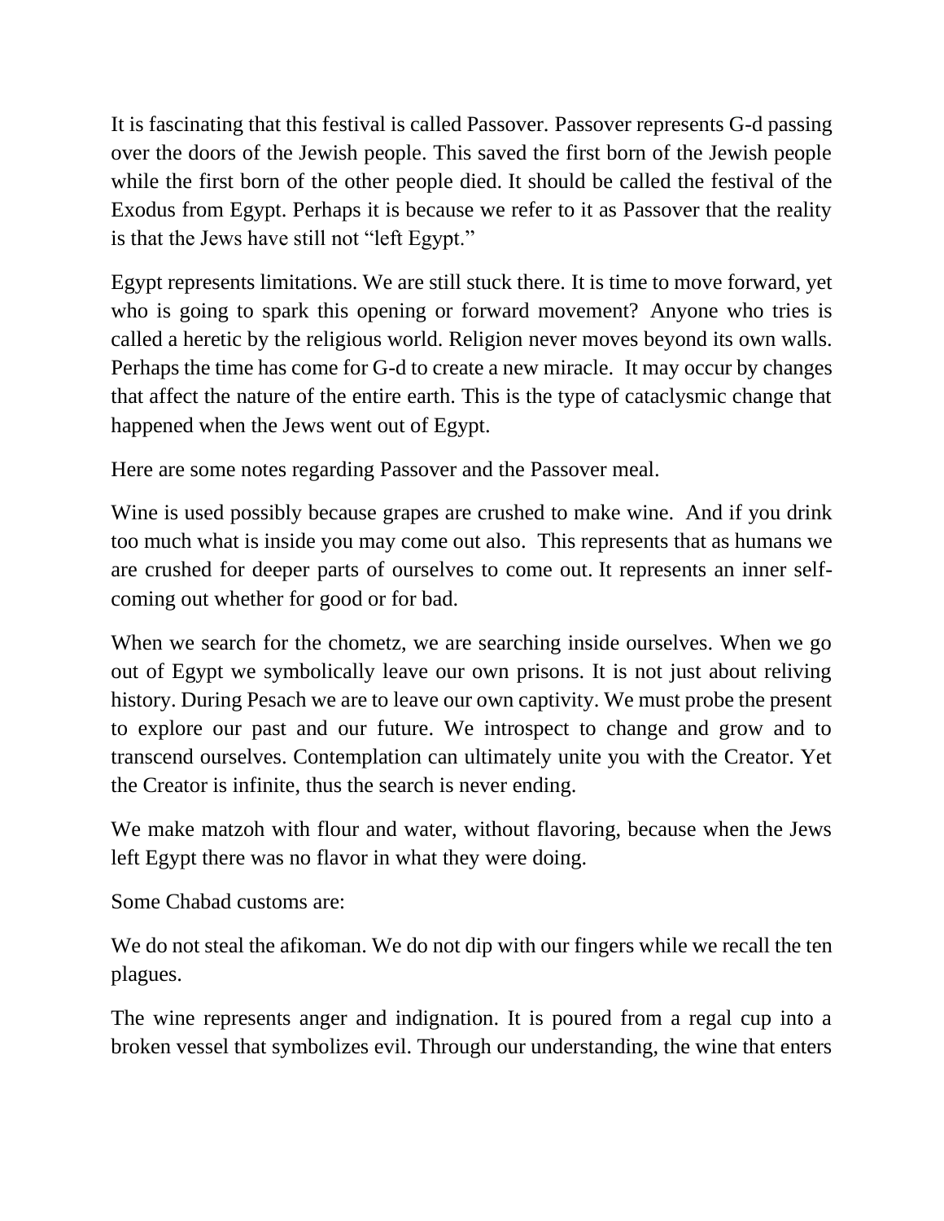It is fascinating that this festival is called Passover. Passover represents G-d passing over the doors of the Jewish people. This saved the first born of the Jewish people while the first born of the other people died. It should be called the festival of the Exodus from Egypt. Perhaps it is because we refer to it as Passover that the reality is that the Jews have still not "left Egypt."

Egypt represents limitations. We are still stuck there. It is time to move forward, yet who is going to spark this opening or forward movement? Anyone who tries is called a heretic by the religious world. Religion never moves beyond its own walls. Perhaps the time has come for G-d to create a new miracle. It may occur by changes that affect the nature of the entire earth. This is the type of cataclysmic change that happened when the Jews went out of Egypt.

Here are some notes regarding Passover and the Passover meal.

Wine is used possibly because grapes are crushed to make wine. And if you drink too much what is inside you may come out also. This represents that as humans we are crushed for deeper parts of ourselves to come out. It represents an inner self-coming out whether for good or for bad.

When we search for the chometz, we are searching inside ourselves. When we go out of Egypt we symbolically leave our own prisons. It is not just about reliving history. During Pesach we are to leave our own captivity. We must probe the present to explore our past and our future. We introspect to change and grow and to transcend ourselves. Contemplation can ultimately unite you with the Creator. Yet the Creator is infinite, thus the search is never ending.

We make matzoh with flour and water, without flavoring, because when the Jews left Egypt there was no flavor in what they were doing.

Some Chabad customs are:

We do not steal the afikoman. We do not dip with our fingers while we recall the ten plagues.

The wine represents anger and indignation. It is poured from a regal cup into a broken vessel that symbolizes evil. Through our understanding, the wine that enters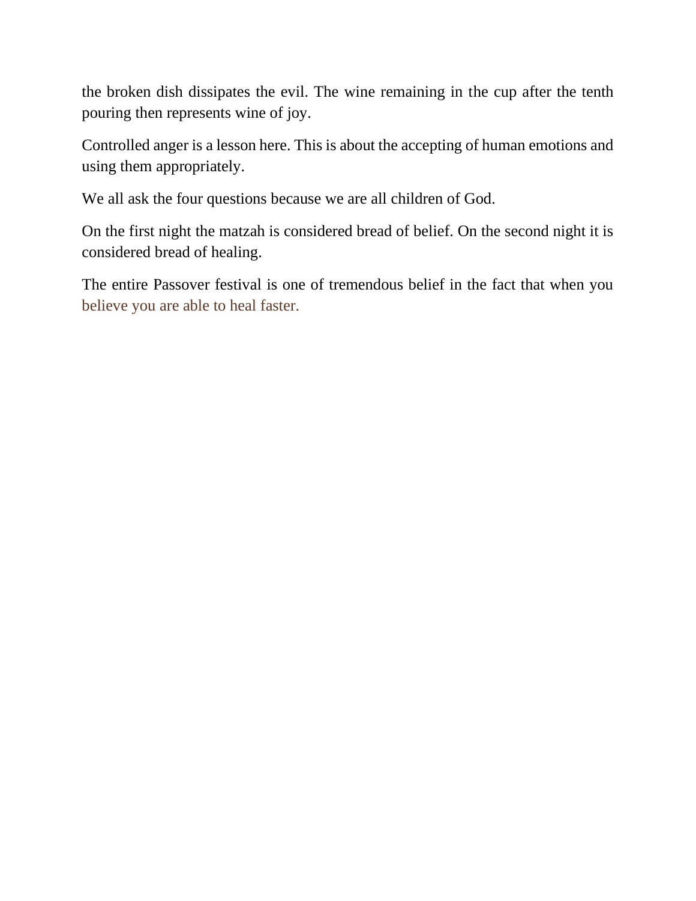the broken dish dissipates the evil. The wine remaining in the cup after the tenth pouring then represents wine of joy.

Controlled anger is a lesson here. This is about the accepting of human emotions and using them appropriately.

We all ask the four questions because we are all children of God.

On the first night the matzah is considered bread of belief. On the second night it is considered bread of healing.

The entire Passover festival is one of tremendous belief in the fact that when you believe you are able to heal faster.